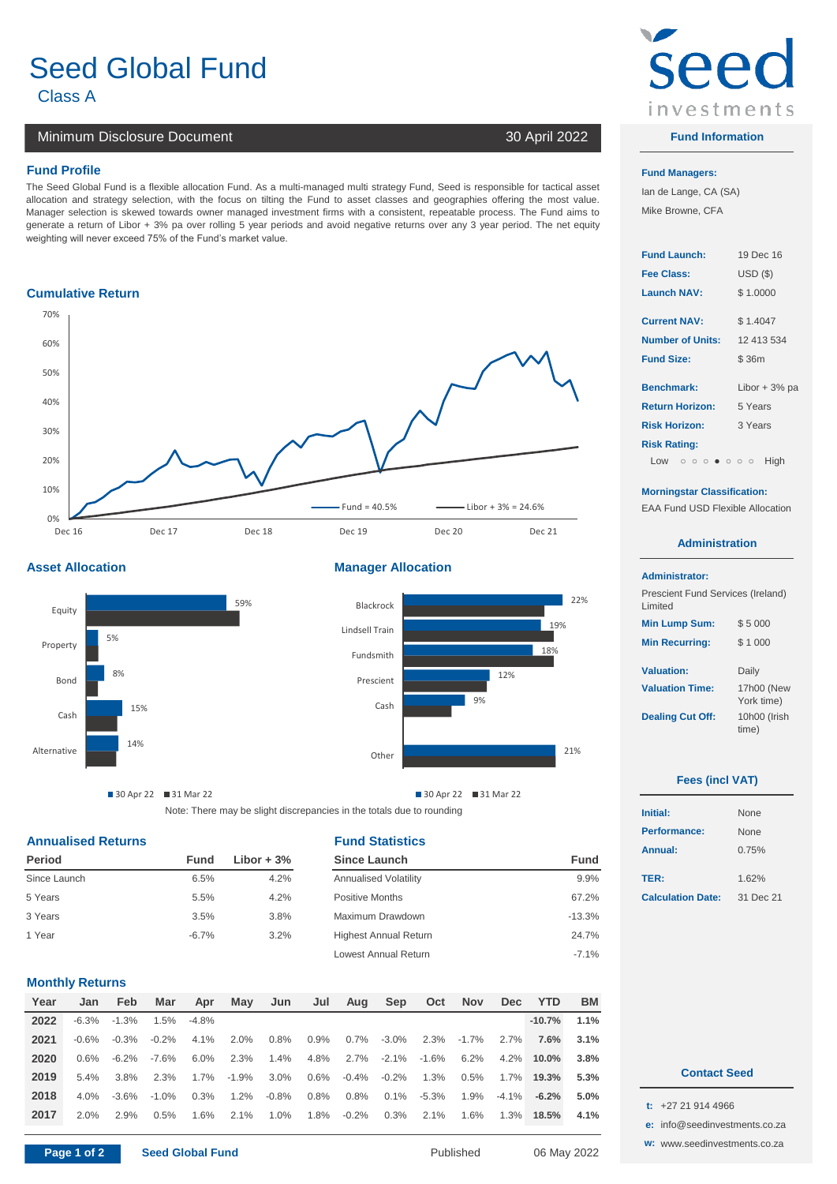# Seed Global Fund

Class A

Minimum Disclosure Document — 30 April 2022

## Fund Profile

The Seed Global Fund is a flexible allocation Fund. As a multi-managed multi strategy Fund, Seed is responsible for tactical asset allocation and strategy selection, with the focus on tilting the Fund to asset classes and geographies offering the most value. Manager selection is skewed towards owner managed investment firms with a consistent, repeatable process. The Fund aims to generate a return of Libor + 3% pa over rolling 5 year periods and avoid negative returns over any 3 year period. The net equity weighting will never exceed 75% of the Fund's market value.

## Cumulative Return

Fund = 40.5% — Libor + 3% = 24.6%

## Asset Allocation

| Asset | 30 Apr 22 |
|---|---|
| Equity | 59% |
| Property | 5% |
| Bond | 8% |
| Cash | 15% |
| Alternative | 14% |

## Manager Allocation

| Manager | 30 Apr 22 |
|---|---|
| Blackrock | 22% |
| Lindsell Train | 19% |
| Fundsmith | 18% |
| Prescient | 12% |
| Cash | 9% |
| Other | 21% |

Note: There may be slight discrepancies in the totals due to rounding

## Annualised Returns

| Period | Fund | Libor + 3% |
|---|---|---|
| Since Launch | 6.5% | 4.2% |
| 5 Years | 5.5% | 4.2% |
| 3 Years | 3.5% | 3.8% |
| 1 Year | -6.7% | 3.2% |

## Fund Statistics

| Since Launch | Fund |
|---|---|
| Annualised Volatility | 9.9% |
| Positive Months | 67.2% |
| Maximum Drawdown | -13.3% |
| Highest Annual Return | 24.7% |
| Lowest Annual Return | -7.1% |

## Monthly Returns

| Year | Jan | Feb | Mar | Apr | May | Jun | Jul | Aug | Sep | Oct | Nov | Dec | YTD | BM |
|---|---|---|---|---|---|---|---|---|---|---|---|---|---|---|
| 2022 | -6.3% | -1.3% | 1.5% | -4.8% | | | | | | | | | **-10.7%** | **1.1%** |
| 2021 | -0.6% | -0.3% | -0.2% | 4.1% | 2.0% | 0.8% | 0.9% | 0.7% | -3.0% | 2.3% | -1.7% | 2.7% | **7.6%** | **3.1%** |
| 2020 | 0.6% | -6.2% | -7.6% | 6.0% | 2.3% | 1.4% | 4.8% | 2.7% | -2.1% | -1.6% | 6.2% | 4.2% | **10.0%** | **3.8%** |
| 2019 | 5.4% | 3.8% | 2.3% | 1.7% | -1.9% | 3.0% | 0.6% | -0.4% | -0.2% | 1.3% | 0.5% | 1.7% | **19.3%** | **5.3%** |
| 2018 | 4.0% | -3.6% | -1.0% | 0.3% | 1.2% | -0.8% | 0.8% | 0.8% | 0.1% | -5.3% | 1.9% | -4.1% | **-6.2%** | **5.0%** |
| 2017 | 2.0% | 2.9% | 0.5% | 1.6% | 2.1% | 1.0% | 1.8% | -0.2% | 0.3% | 2.1% | 1.6% | 1.3% | **18.5%** | **4.1%** |

## Fund Information

**Fund Managers:**
Ian de Lange, CA (SA)
Mike Browne, CFA

| | |
|---|---|
| **Fund Launch:** | 19 Dec 16 |
| **Fee Class:** | USD ($) |
| **Launch NAV:** | $ 1.0000 |
| **Current NAV:** | $ 1.4047 |
| **Number of Units:** | 12 413 534 |
| **Fund Size:** | $ 36m |
| **Benchmark:** | Libor + 3% pa |
| **Return Horizon:** | 5 Years |
| **Risk Horizon:** | 3 Years |

**Risk Rating:** Low ○ ○ ○ ● ○ ○ ○ High

**Morningstar Classification:**
EAA Fund USD Flexible Allocation

## Administration

**Administrator:**
Prescient Fund Services (Ireland) Limited

| | |
|---|---|
| **Min Lump Sum:** | $ 5 000 |
| **Min Recurring:** | $ 1 000 |
| **Valuation:** | Daily |
| **Valuation Time:** | 17h00 (New York time) |
| **Dealing Cut Off:** | 10h00 (Irish time) |

## Fees (incl VAT)

| | |
|---|---|
| **Initial:** | None |
| **Performance:** | None |
| **Annual:** | 0.75% |
| **TER:** | 1.62% |
| **Calculation Date:** | 31 Dec 21 |

## Contact Seed

t: +27 21 914 4966
e: info@seedinvestments.co.za
w: www.seedinvestments.co.za

Published 06 May 2022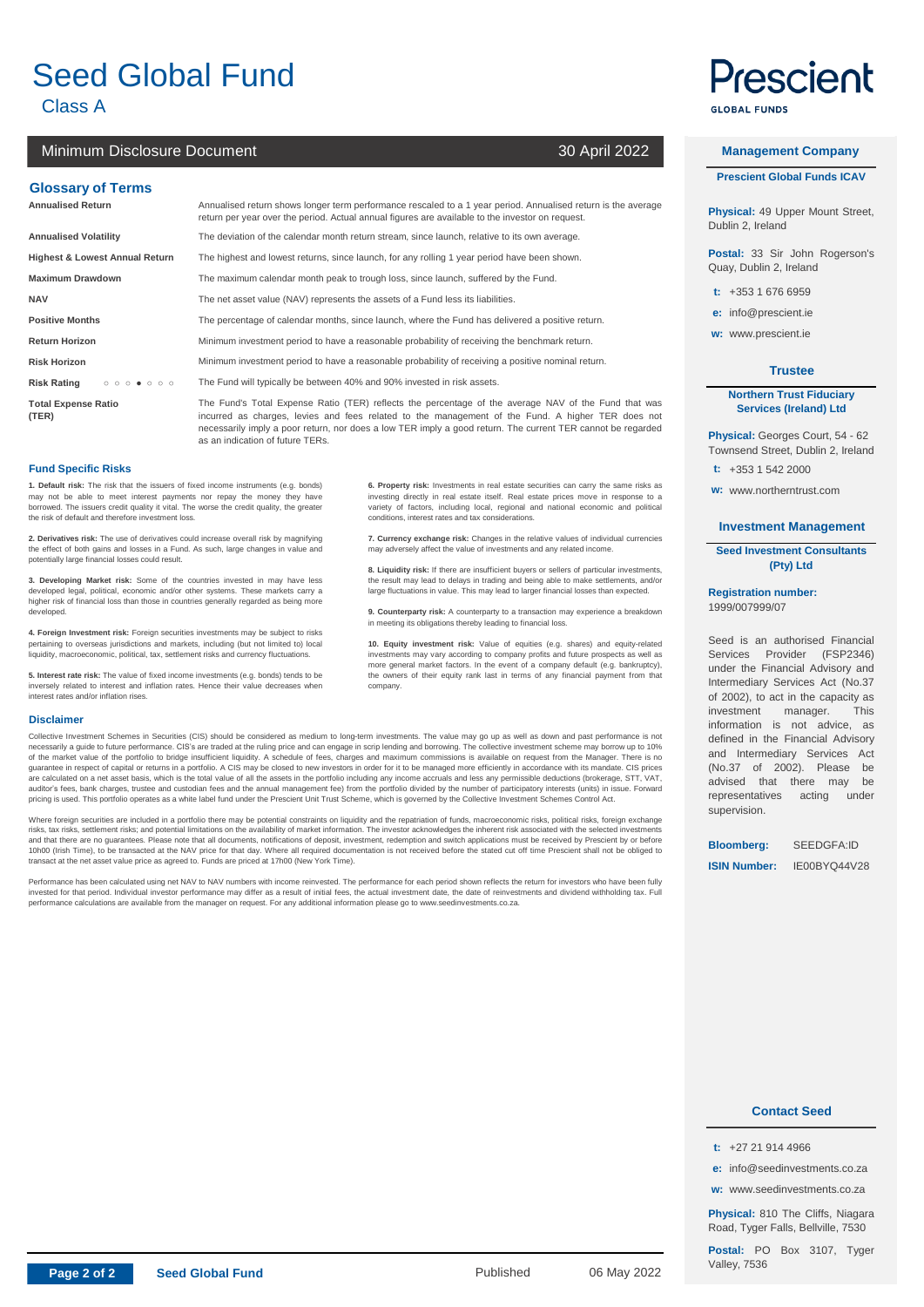# Seed Global Fund

Class A

## Minimum Disclosure Document — 30 April 2022

### Glossary of Terms

| | |
|---|---|
| **Annualised Return** | Annualised return shows longer term performance rescaled to a 1 year period. Annualised return is the average return per year over the period. Actual annual figures are available to the investor on request. |
| **Annualised Volatility** | The deviation of the calendar month return stream, since launch, relative to its own average. |
| **Highest & Lowest Annual Return** | The highest and lowest returns, since launch, for any rolling 1 year period have been shown. |
| **Maximum Drawdown** | The maximum calendar month peak to trough loss, since launch, suffered by the Fund. |
| **NAV** | The net asset value (NAV) represents the assets of a Fund less its liabilities. |
| **Positive Months** | The percentage of calendar months, since launch, where the Fund has delivered a positive return. |
| **Return Horizon** | Minimum investment period to have a reasonable probability of receiving the benchmark return. |
| **Risk Horizon** | Minimum investment period to have a reasonable probability of receiving a positive nominal return. |
| **Risk Rating** ○ ○ ○ ● ○ ○ ○ | The Fund will typically be between 40% and 90% invested in risk assets. |
| **Total Expense Ratio (TER)** | The Fund's Total Expense Ratio (TER) reflects the percentage of the average NAV of the Fund that was incurred as charges, levies and fees related to the management of the Fund. A higher TER does not necessarily imply a poor return, nor does a low TER imply a good return. The current TER cannot be regarded as an indication of future TERs. |

### Fund Specific Risks

**1. Default risk:** The risk that the issuers of fixed income instruments (e.g. bonds) may not be able to meet interest payments nor repay the money they have borrowed. The issuers credit quality it vital. The worse the credit quality, the greater the risk of default and therefore investment loss.

**2. Derivatives risk:** The use of derivatives could increase overall risk by magnifying the effect of both gains and losses in a Fund. As such, large changes in value and potentially large financial losses could result.

**3. Developing Market risk:** Some of the countries invested in may have less developed legal, political, economic and/or other systems. These markets carry a higher risk of financial loss than those in countries generally regarded as being more developed.

**4. Foreign Investment risk:** Foreign securities investments may be subject to risks pertaining to overseas jurisdictions and markets, including (but not limited to) local liquidity, macroeconomic, political, tax, settlement risks and currency fluctuations.

**5. Interest rate risk:** The value of fixed income investments (e.g. bonds) tends to be inversely related to interest and inflation rates. Hence their value decreases when interest rates and/or inflation rises.

**6. Property risk:** Investments in real estate securities can carry the same risks as investing directly in real estate itself. Real estate prices move in response to a variety of factors, including local, regional and national economic and political conditions, interest rates and tax considerations.

**7. Currency exchange risk:** Changes in the relative values of individual currencies may adversely affect the value of investments and any related income.

**8. Liquidity risk:** If there are insufficient buyers or sellers of particular investments, the result may lead to delays in trading and being able to make settlements, and/or large fluctuations in value. This may lead to larger financial losses than expected.

**9. Counterparty risk:** A counterparty to a transaction may experience a breakdown in meeting its obligations thereby leading to financial loss.

**10. Equity investment risk:** Value of equities (e.g. shares) and equity-related investments may vary according to company profits and future prospects as well as more general market factors. In the event of a company default (e.g. bankruptcy), the owners of their equity rank last in terms of any financial payment from that company.

### Disclaimer

Collective Investment Schemes in Securities (CIS) should be considered as medium to long-term investments. The value may go up as well as down and past performance is not necessarily a guide to future performance. CIS's are traded at the ruling price and can engage in scrip lending and borrowing. The collective investment scheme may borrow up to 10% of the market value of the portfolio to bridge insufficient liquidity. A schedule of fees, charges and maximum commissions is available on request from the Manager. There is no guarantee in respect of capital or returns in a portfolio. A CIS may be closed to new investors in order for it to be managed more efficiently in accordance with its mandate. CIS prices are calculated on a net asset basis, which is the total value of all the assets in the portfolio including any income accruals and less any permissible deductions (brokerage, STT, VAT, auditor's fees, bank charges, trustee and custodian fees and the annual management fee) from the portfolio divided by the number of participatory interests (units) in issue. Forward pricing is used. This portfolio operates as a white label fund under the Prescient Unit Trust Scheme, which is governed by the Collective Investment Schemes Control Act.

Where foreign securities are included in a portfolio there may be potential constraints on liquidity and the repatriation of funds, macroeconomic risks, political risks, foreign exchange risks, tax risks, settlement risks; and potential limitations on the availability of market information. The investor acknowledges the inherent risk associated with the selected investments and that there are no guarantees. Please note that all documents, notifications of deposit, investment, redemption and switch applications must be received by Prescient by or before 10h00 (Irish Time), to be transacted at the NAV price for that day. Where all required documentation is not received before the stated cut off time Prescient shall not be obliged to transact at the net asset value price as agreed to. Funds are priced at 17h00 (New York Time).

Performance has been calculated using net NAV to NAV numbers with income reinvested. The performance for each period shown reflects the return for investors who have been fully invested for that period. Individual investor performance may differ as a result of initial fees, the actual investment date, the date of reinvestments and dividend withholding tax. Full performance calculations are available from the manager on request. For any additional information please go to www.seedinvestments.co.za.

Prescient GLOBAL FUNDS

### Management Company

**Prescient Global Funds ICAV**

**Physical:** 49 Upper Mount Street, Dublin 2, Ireland

**Postal:** 33 Sir John Rogerson's Quay, Dublin 2, Ireland

**t:** +353 1 676 6959

**e:** info@prescient.ie

**w:** www.prescient.ie

### Trustee

**Northern Trust Fiduciary Services (Ireland) Ltd**

**Physical:** Georges Court, 54 - 62 Townsend Street, Dublin 2, Ireland

**t:** +353 1 542 2000

**w:** www.northerntrust.com

### Investment Management

**Seed Investment Consultants (Pty) Ltd**

**Registration number:** 1999/007999/07

Seed is an authorised Financial Services Provider (FSP2346) under the Financial Advisory and Intermediary Services Act (No.37 of 2002), to act in the capacity as investment manager. This information is not advice, as defined in the Financial Advisory and Intermediary Services Act (No.37 of 2002). Please be advised that there may be representatives acting under supervision.

**Bloomberg:** SEEDGFA:ID

**ISIN Number:** IE00BYQ44V28

### Contact Seed

**t:** +27 21 914 4966

**e:** info@seedinvestments.co.za

**w:** www.seedinvestments.co.za

**Physical:** 810 The Cliffs, Niagara Road, Tyger Falls, Bellville, 7530

**Postal:** PO Box 3107, Tyger Valley, 7536

Published 06 May 2022